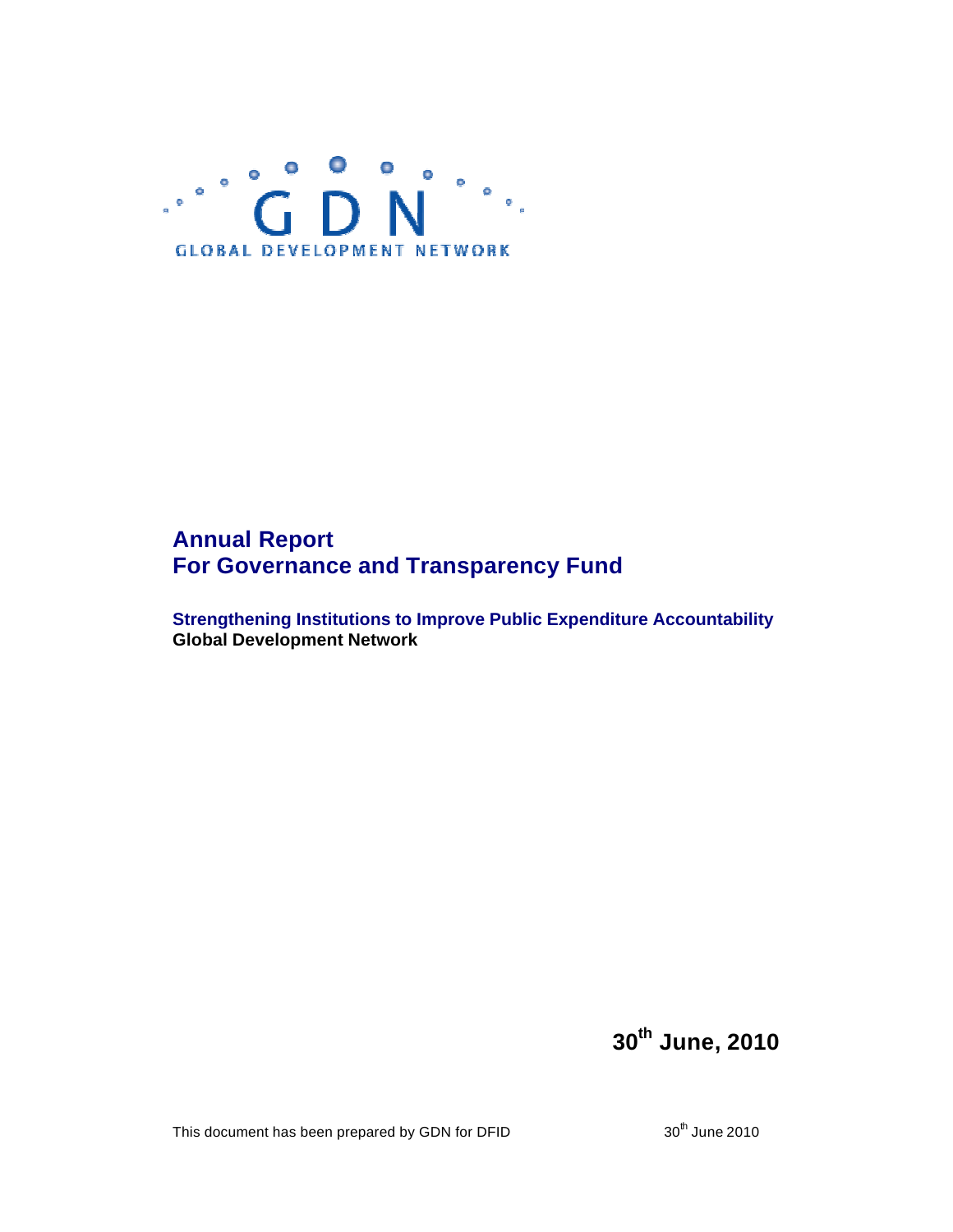GDN

GLOBAL DEVELOPMENT NETWORK

# Annual Report
# For Governance and Transparency Fund

**Strengthening Institutions to Improve Public Expenditure Accountability**
**Global Development Network**

**30th June, 2010**

This document has been prepared by GDN for DFID 30th June 2010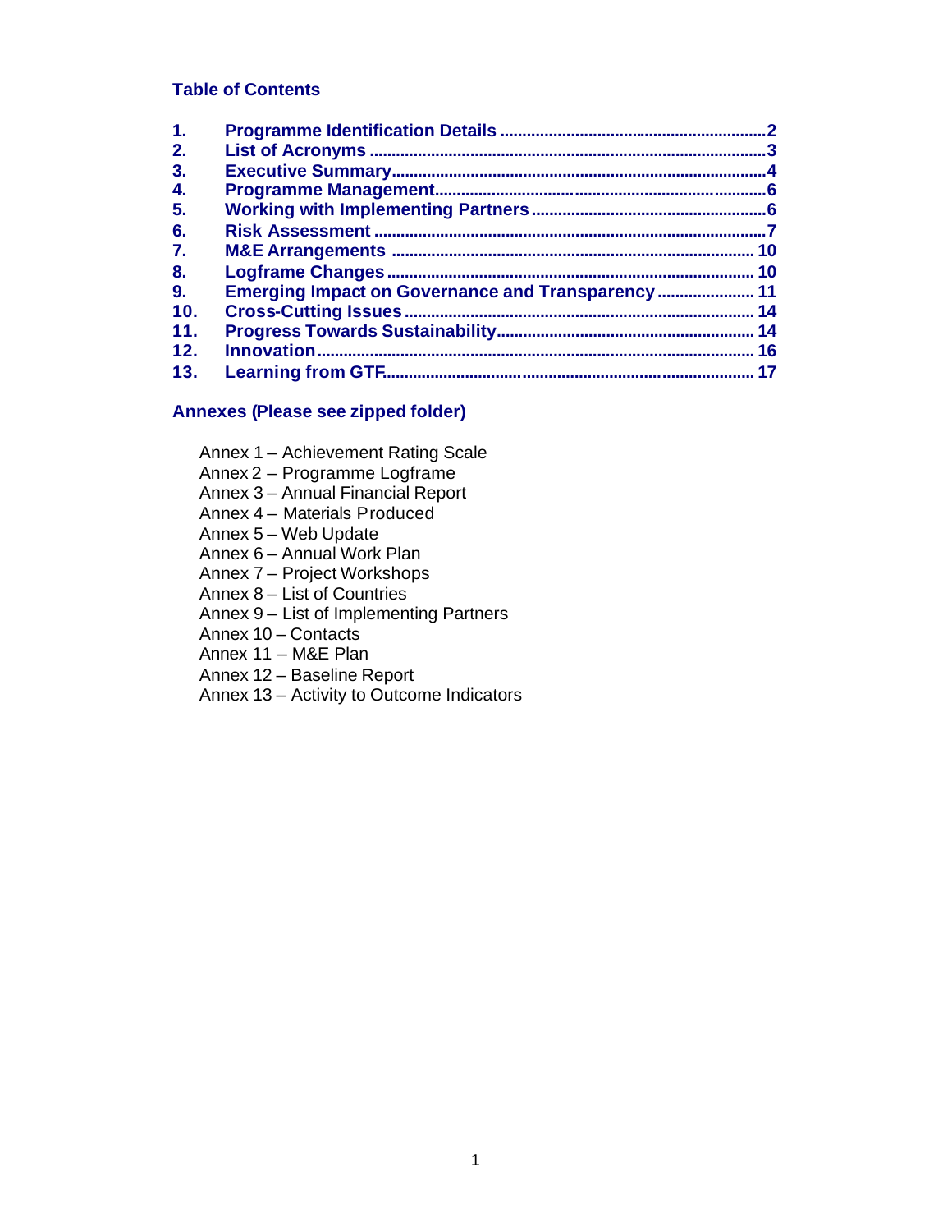## Table of Contents

| | | |
|---|---|---|
| 1. | Programme Identification Details | 2 |
| 2. | List of Acronyms | 3 |
| 3. | Executive Summary | 4 |
| 4. | Programme Management | 6 |
| 5. | Working with Implementing Partners | 6 |
| 6. | Risk Assessment | 7 |
| 7. | M&E Arrangements | 10 |
| 8. | Logframe Changes | 10 |
| 9. | Emerging Impact on Governance and Transparency | 11 |
| 10. | Cross-Cutting Issues | 14 |
| 11. | Progress Towards Sustainability | 14 |
| 12. | Innovation | 16 |
| 13. | Learning from GTF | 17 |

## Annexes (Please see zipped folder)

Annex 1 – Achievement Rating Scale
Annex 2 – Programme Logframe
Annex 3 – Annual Financial Report
Annex 4 – Materials Produced
Annex 5 – Web Update
Annex 6 – Annual Work Plan
Annex 7 – Project Workshops
Annex 8 – List of Countries
Annex 9 – List of Implementing Partners
Annex 10 – Contacts
Annex 11 – M&E Plan
Annex 12 – Baseline Report
Annex 13 – Activity to Outcome Indicators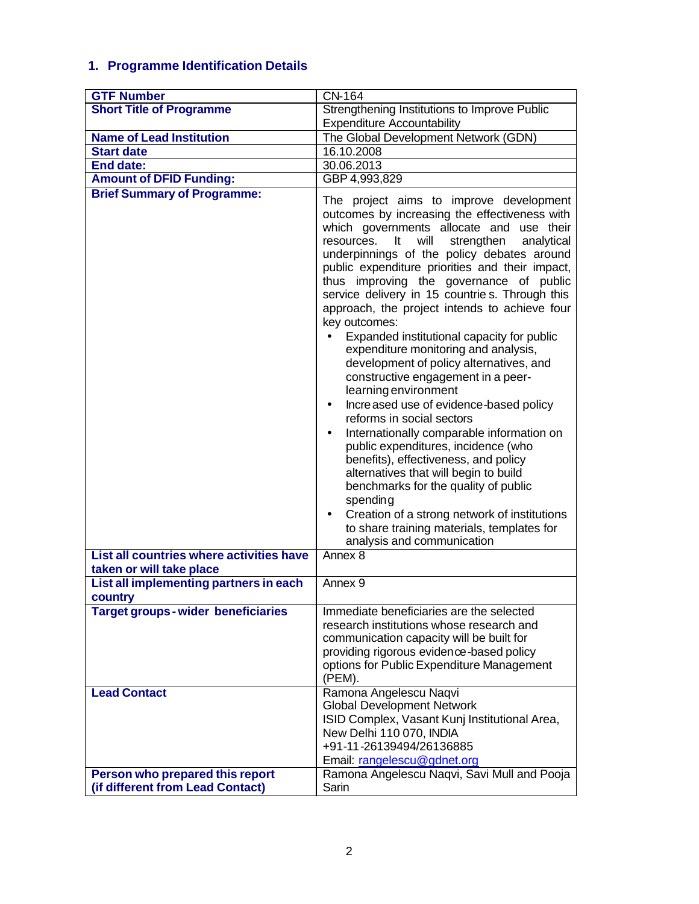## 1. Programme Identification Details

| GTF Number | CN-164 |
|---|---|
| **Short Title of Programme** | Strengthening Institutions to Improve Public Expenditure Accountability |
| **Name of Lead Institution** | The Global Development Network (GDN) |
| **Start date** | 16.10.2008 |
| **End date:** | 30.06.2013 |
| **Amount of DFID Funding:** | GBP 4,993,829 |
| **Brief Summary of Programme:** | The project aims to improve development outcomes by increasing the effectiveness with which governments allocate and use their resources. It will strengthen analytical underpinnings of the policy debates around public expenditure priorities and their impact, thus improving the governance of public service delivery in 15 countries. Through this approach, the project intends to achieve four key outcomes:<br>• Expanded institutional capacity for public expenditure monitoring and analysis, development of policy alternatives, and constructive engagement in a peer-learning environment<br>• Increased use of evidence-based policy reforms in social sectors<br>• Internationally comparable information on public expenditures, incidence (who benefits), effectiveness, and policy alternatives that will begin to build benchmarks for the quality of public spending<br>• Creation of a strong network of institutions to share training materials, templates for analysis and communication |
| **List all countries where activities have taken or will take place** | Annex 8 |
| **List all implementing partners in each country** | Annex 9 |
| **Target groups - wider beneficiaries** | Immediate beneficiaries are the selected research institutions whose research and communication capacity will be built for providing rigorous evidence-based policy options for Public Expenditure Management (PEM). |
| **Lead Contact** | Ramona Angelescu Naqvi<br>Global Development Network<br>ISID Complex, Vasant Kunj Institutional Area, New Delhi 110 070, INDIA<br>+91-11-26139494/26136885<br>Email: rangelescu@gdnet.org |
| **Person who prepared this report (if different from Lead Contact)** | Ramona Angelescu Naqvi, Savi Mull and Pooja Sarin |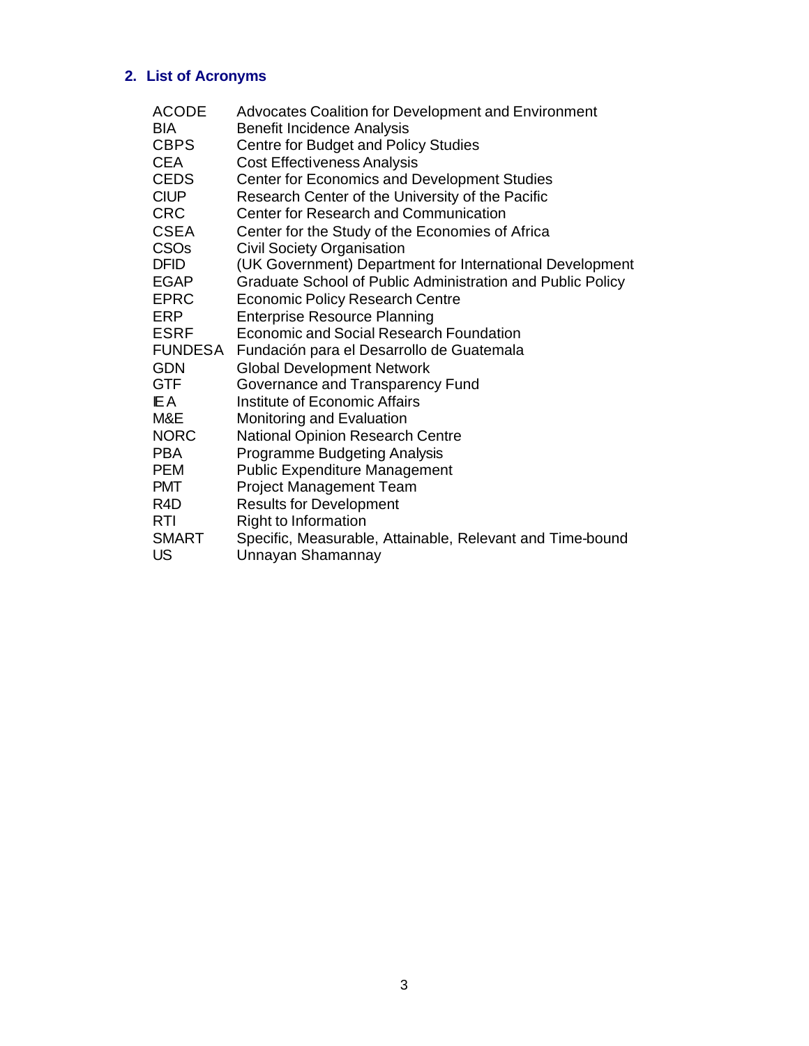## 2. List of Acronyms

| | |
|---|---|
| ACODE | Advocates Coalition for Development and Environment |
| BIA | Benefit Incidence Analysis |
| CBPS | Centre for Budget and Policy Studies |
| CEA | Cost Effectiveness Analysis |
| CEDS | Center for Economics and Development Studies |
| CIUP | Research Center of the University of the Pacific |
| CRC | Center for Research and Communication |
| CSEA | Center for the Study of the Economies of Africa |
| CSOs | Civil Society Organisation |
| DFID | (UK Government) Department for International Development |
| EGAP | Graduate School of Public Administration and Public Policy |
| EPRC | Economic Policy Research Centre |
| ERP | Enterprise Resource Planning |
| ESRF | Economic and Social Research Foundation |
| FUNDESA | Fundación para el Desarrollo de Guatemala |
| GDN | Global Development Network |
| GTF | Governance and Transparency Fund |
| IEA | Institute of Economic Affairs |
| M&E | Monitoring and Evaluation |
| NORC | National Opinion Research Centre |
| PBA | Programme Budgeting Analysis |
| PEM | Public Expenditure Management |
| PMT | Project Management Team |
| R4D | Results for Development |
| RTI | Right to Information |
| SMART | Specific, Measurable, Attainable, Relevant and Time-bound |
| US | Unnayan Shamannay |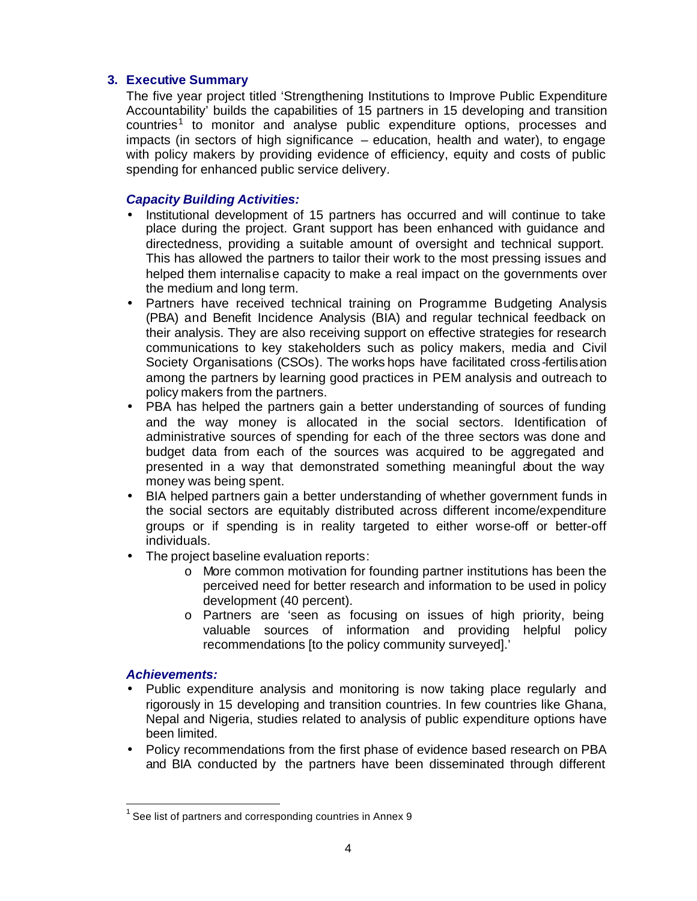## 3. Executive Summary

The five year project titled 'Strengthening Institutions to Improve Public Expenditure Accountability' builds the capabilities of 15 partners in 15 developing and transition countries[1] to monitor and analyse public expenditure options, processes and impacts (in sectors of high significance – education, health and water), to engage with policy makers by providing evidence of efficiency, equity and costs of public spending for enhanced public service delivery.

### *Capacity Building Activities:*

- Institutional development of 15 partners has occurred and will continue to take place during the project. Grant support has been enhanced with guidance and directedness, providing a suitable amount of oversight and technical support. This has allowed the partners to tailor their work to the most pressing issues and helped them internalise capacity to make a real impact on the governments over the medium and long term.
- Partners have received technical training on Programme Budgeting Analysis (PBA) and Benefit Incidence Analysis (BIA) and regular technical feedback on their analysis. They are also receiving support on effective strategies for research communications to key stakeholders such as policy makers, media and Civil Society Organisations (CSOs). The workshops have facilitated cross-fertilisation among the partners by learning good practices in PEM analysis and outreach to policy makers from the partners.
- PBA has helped the partners gain a better understanding of sources of funding and the way money is allocated in the social sectors. Identification of administrative sources of spending for each of the three sectors was done and budget data from each of the sources was acquired to be aggregated and presented in a way that demonstrated something meaningful about the way money was being spent.
- BIA helped partners gain a better understanding of whether government funds in the social sectors are equitably distributed across different income/expenditure groups or if spending is in reality targeted to either worse-off or better-off individuals.
- The project baseline evaluation reports:
    - More common motivation for founding partner institutions has been the perceived need for better research and information to be used in policy development (40 percent).
    - Partners are 'seen as focusing on issues of high priority, being valuable sources of information and providing helpful policy recommendations [to the policy community surveyed].'

### *Achievements:*

- Public expenditure analysis and monitoring is now taking place regularly and rigorously in 15 developing and transition countries. In few countries like Ghana, Nepal and Nigeria, studies related to analysis of public expenditure options have been limited.
- Policy recommendations from the first phase of evidence based research on PBA and BIA conducted by the partners have been disseminated through different

[1] See list of partners and corresponding countries in Annex 9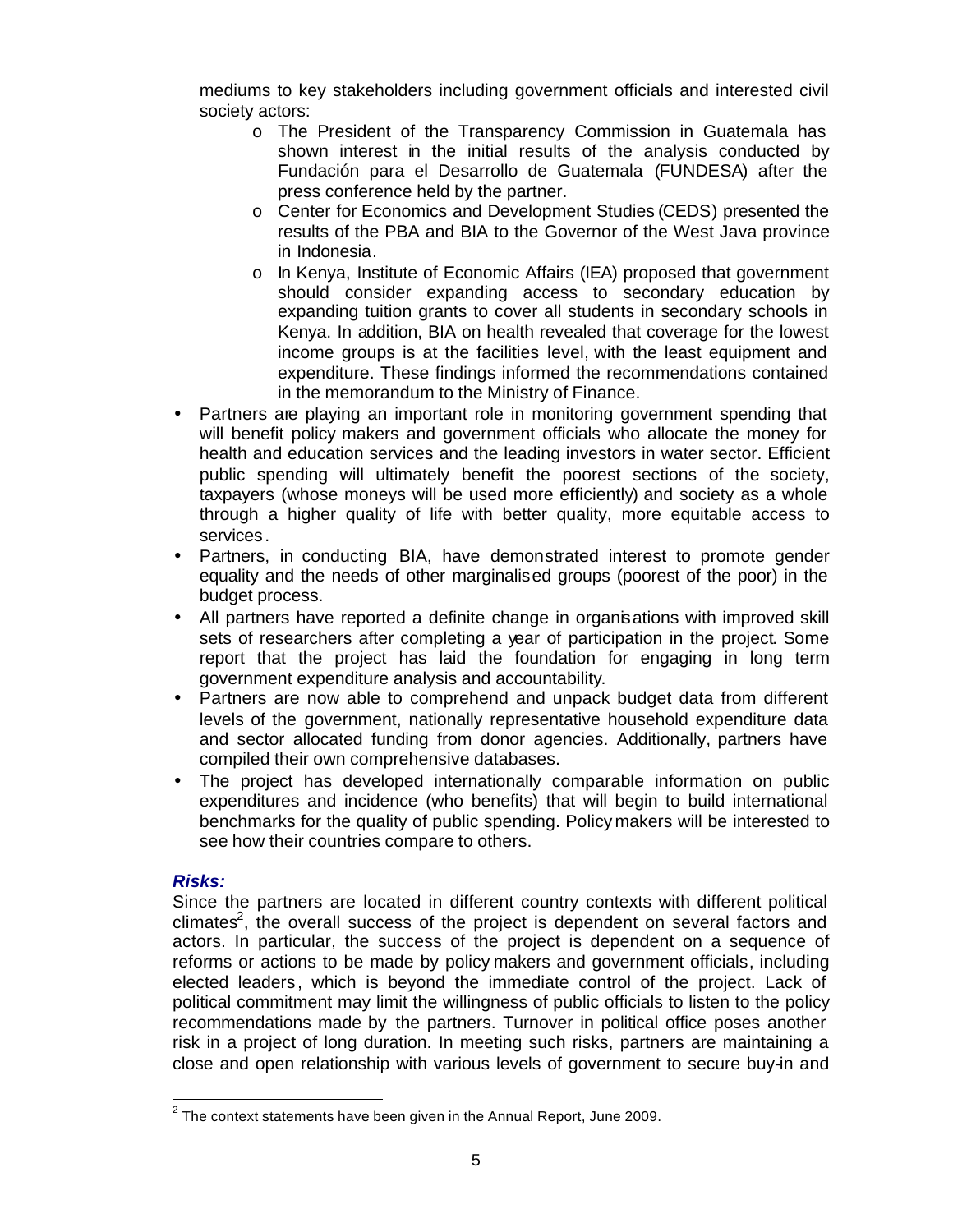mediums to key stakeholders including government officials and interested civil society actors:

  - The President of the Transparency Commission in Guatemala has shown interest in the initial results of the analysis conducted by Fundación para el Desarrollo de Guatemala (FUNDESA) after the press conference held by the partner.
  - Center for Economics and Development Studies (CEDS) presented the results of the PBA and BIA to the Governor of the West Java province in Indonesia.
  - In Kenya, Institute of Economic Affairs (IEA) proposed that government should consider expanding access to secondary education by expanding tuition grants to cover all students in secondary schools in Kenya. In addition, BIA on health revealed that coverage for the lowest income groups is at the facilities level, with the least equipment and expenditure. These findings informed the recommendations contained in the memorandum to the Ministry of Finance.

- Partners are playing an important role in monitoring government spending that will benefit policy makers and government officials who allocate the money for health and education services and the leading investors in water sector. Efficient public spending will ultimately benefit the poorest sections of the society, taxpayers (whose moneys will be used more efficiently) and society as a whole through a higher quality of life with better quality, more equitable access to services.
- Partners, in conducting BIA, have demonstrated interest to promote gender equality and the needs of other marginalised groups (poorest of the poor) in the budget process.
- All partners have reported a definite change in organisations with improved skill sets of researchers after completing a year of participation in the project. Some report that the project has laid the foundation for engaging in long term government expenditure analysis and accountability.
- Partners are now able to comprehend and unpack budget data from different levels of the government, nationally representative household expenditure data and sector allocated funding from donor agencies. Additionally, partners have compiled their own comprehensive databases.
- The project has developed internationally comparable information on public expenditures and incidence (who benefits) that will begin to build international benchmarks for the quality of public spending. Policy makers will be interested to see how their countries compare to others.

***Risks:***

Since the partners are located in different country contexts with different political climates[2], the overall success of the project is dependent on several factors and actors. In particular, the success of the project is dependent on a sequence of reforms or actions to be made by policy makers and government officials, including elected leaders, which is beyond the immediate control of the project. Lack of political commitment may limit the willingness of public officials to listen to the policy recommendations made by the partners. Turnover in political office poses another risk in a project of long duration. In meeting such risks, partners are maintaining a close and open relationship with various levels of government to secure buy-in and

[2] The context statements have been given in the Annual Report, June 2009.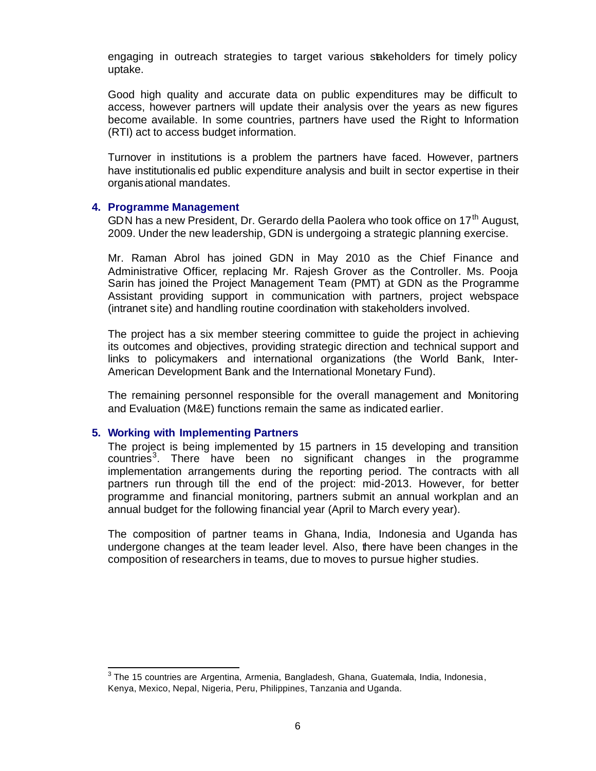engaging in outreach strategies to target various stakeholders for timely policy uptake.

Good high quality and accurate data on public expenditures may be difficult to access, however partners will update their analysis over the years as new figures become available. In some countries, partners have used the Right to Information (RTI) act to access budget information.

Turnover in institutions is a problem the partners have faced. However, partners have institutionalised public expenditure analysis and built in sector expertise in their organisational mandates.

### 4. Programme Management

GDN has a new President, Dr. Gerardo della Paolera who took office on 17th August, 2009. Under the new leadership, GDN is undergoing a strategic planning exercise.

Mr. Raman Abrol has joined GDN in May 2010 as the Chief Finance and Administrative Officer, replacing Mr. Rajesh Grover as the Controller. Ms. Pooja Sarin has joined the Project Management Team (PMT) at GDN as the Programme Assistant providing support in communication with partners, project webspace (intranet site) and handling routine coordination with stakeholders involved.

The project has a six member steering committee to guide the project in achieving its outcomes and objectives, providing strategic direction and technical support and links to policymakers and international organizations (the World Bank, Inter-American Development Bank and the International Monetary Fund).

The remaining personnel responsible for the overall management and Monitoring and Evaluation (M&E) functions remain the same as indicated earlier.

### 5. Working with Implementing Partners

The project is being implemented by 15 partners in 15 developing and transition countries[3]. There have been no significant changes in the programme implementation arrangements during the reporting period. The contracts with all partners run through till the end of the project: mid-2013. However, for better programme and financial monitoring, partners submit an annual workplan and an annual budget for the following financial year (April to March every year).

The composition of partner teams in Ghana, India, Indonesia and Uganda has undergone changes at the team leader level. Also, there have been changes in the composition of researchers in teams, due to moves to pursue higher studies.

---

[3] The 15 countries are Argentina, Armenia, Bangladesh, Ghana, Guatemala, India, Indonesia, Kenya, Mexico, Nepal, Nigeria, Peru, Philippines, Tanzania and Uganda.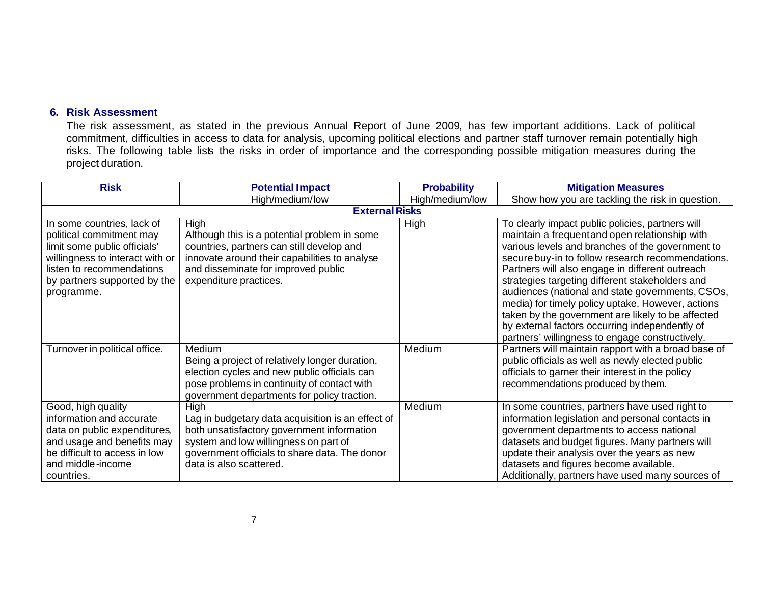## 6. Risk Assessment

The risk assessment, as stated in the previous Annual Report of June 2009, has few important additions. Lack of political commitment, difficulties in access to data for analysis, upcoming political elections and partner staff turnover remain potentially high risks. The following table lists the risks in order of importance and the corresponding possible mitigation measures during the project duration.

| Risk | Potential Impact | Probability | Mitigation Measures |
| --- | --- | --- | --- |
| | High/medium/low | High/medium/low | Show how you are tackling the risk in question. |
| **External Risks** | | | |
| In some countries, lack of political commitment may limit some public officials' willingness to interact with or listen to recommendations by partners supported by the programme. | High<br>Although this is a potential problem in some countries, partners can still develop and innovate around their capabilities to analyse and disseminate for improved public expenditure practices. | High | To clearly impact public policies, partners will maintain a frequent and open relationship with various levels and branches of the government to secure buy-in to follow research recommendations. Partners will also engage in different outreach strategies targeting different stakeholders and audiences (national and state governments, CSOs, media) for timely policy uptake. However, actions taken by the government are likely to be affected by external factors occurring independently of partners' willingness to engage constructively. |
| Turnover in political office. | Medium<br>Being a project of relatively longer duration, election cycles and new public officials can pose problems in continuity of contact with government departments for policy traction. | Medium | Partners will maintain rapport with a broad base of public officials as well as newly elected public officials to garner their interest in the policy recommendations produced by them. |
| Good, high quality information and accurate data on public expenditures, and usage and benefits may be difficult to access in low and middle-income countries. | High<br>Lag in budgetary data acquisition is an effect of both unsatisfactory government information system and low willingness on part of government officials to share data. The donor data is also scattered. | Medium | In some countries, partners have used right to information legislation and personal contacts in government departments to access national datasets and budget figures. Many partners will update their analysis over the years as new datasets and figures become available. Additionally, partners have used many sources of |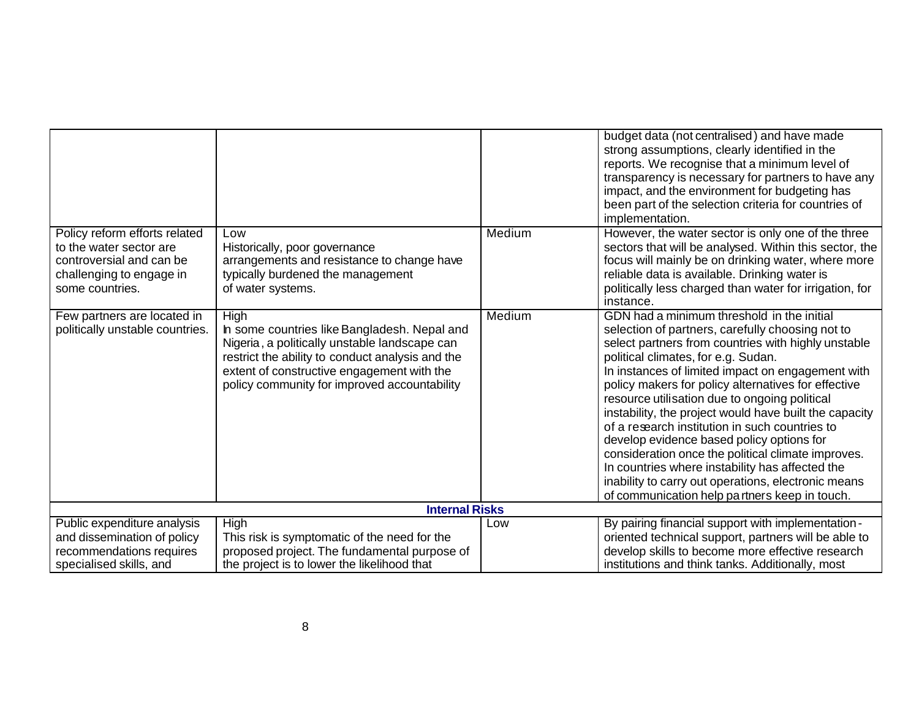| | | | |
|---|---|---|---|
| | | | budget data (not centralised) and have made strong assumptions, clearly identified in the reports. We recognise that a minimum level of transparency is necessary for partners to have any impact, and the environment for budgeting has been part of the selection criteria for countries of implementation. |
| Policy reform efforts related to the water sector are controversial and can be challenging to engage in some countries. | Low<br>Historically, poor governance arrangements and resistance to change have typically burdened the management of water systems. | Medium | However, the water sector is only one of the three sectors that will be analysed. Within this sector, the focus will mainly be on drinking water, where more reliable data is available. Drinking water is politically less charged than water for irrigation, for instance. |
| Few partners are located in politically unstable countries. | High<br>In some countries like Bangladesh. Nepal and Nigeria, a politically unstable landscape can restrict the ability to conduct analysis and the extent of constructive engagement with the policy community for improved accountability | Medium | GDN had a minimum threshold in the initial selection of partners, carefully choosing not to select partners from countries with highly unstable political climates, for e.g. Sudan.<br>In instances of limited impact on engagement with policy makers for policy alternatives for effective resource utilisation due to ongoing political instability, the project would have built the capacity of a research institution in such countries to develop evidence based policy options for consideration once the political climate improves. In countries where instability has affected the inability to carry out operations, electronic means of communication help partners keep in touch. |
| **Internal Risks** | | | |
| Public expenditure analysis and dissemination of policy recommendations requires specialised skills, and | High<br>This risk is symptomatic of the need for the proposed project. The fundamental purpose of the project is to lower the likelihood that | Low | By pairing financial support with implementation-oriented technical support, partners will be able to develop skills to become more effective research institutions and think tanks. Additionally, most |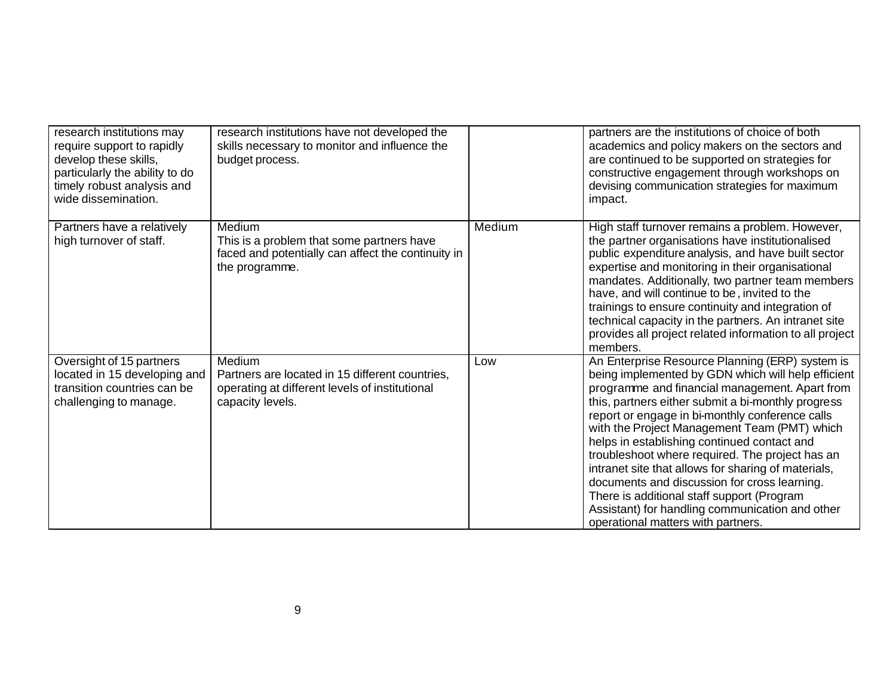| | | | |
|---|---|---|---|
| research institutions may require support to rapidly develop these skills, particularly the ability to do timely robust analysis and wide dissemination. | research institutions have not developed the skills necessary to monitor and influence the budget process. | | partners are the institutions of choice of both academics and policy makers on the sectors and are continued to be supported on strategies for constructive engagement through workshops on devising communication strategies for maximum impact. |
| Partners have a relatively high turnover of staff. | Medium<br>This is a problem that some partners have faced and potentially can affect the continuity in the programme. | Medium | High staff turnover remains a problem. However, the partner organisations have institutionalised public expenditure analysis, and have built sector expertise and monitoring in their organisational mandates. Additionally, two partner team members have, and will continue to be, invited to the trainings to ensure continuity and integration of technical capacity in the partners. An intranet site provides all project related information to all project members. |
| Oversight of 15 partners located in 15 developing and transition countries can be challenging to manage. | Medium<br>Partners are located in 15 different countries, operating at different levels of institutional capacity levels. | Low | An Enterprise Resource Planning (ERP) system is being implemented by GDN which will help efficient programme and financial management. Apart from this, partners either submit a bi-monthly progress report or engage in bi-monthly conference calls with the Project Management Team (PMT) which helps in establishing continued contact and troubleshoot where required. The project has an intranet site that allows for sharing of materials, documents and discussion for cross learning. There is additional staff support (Program Assistant) for handling communication and other operational matters with partners. |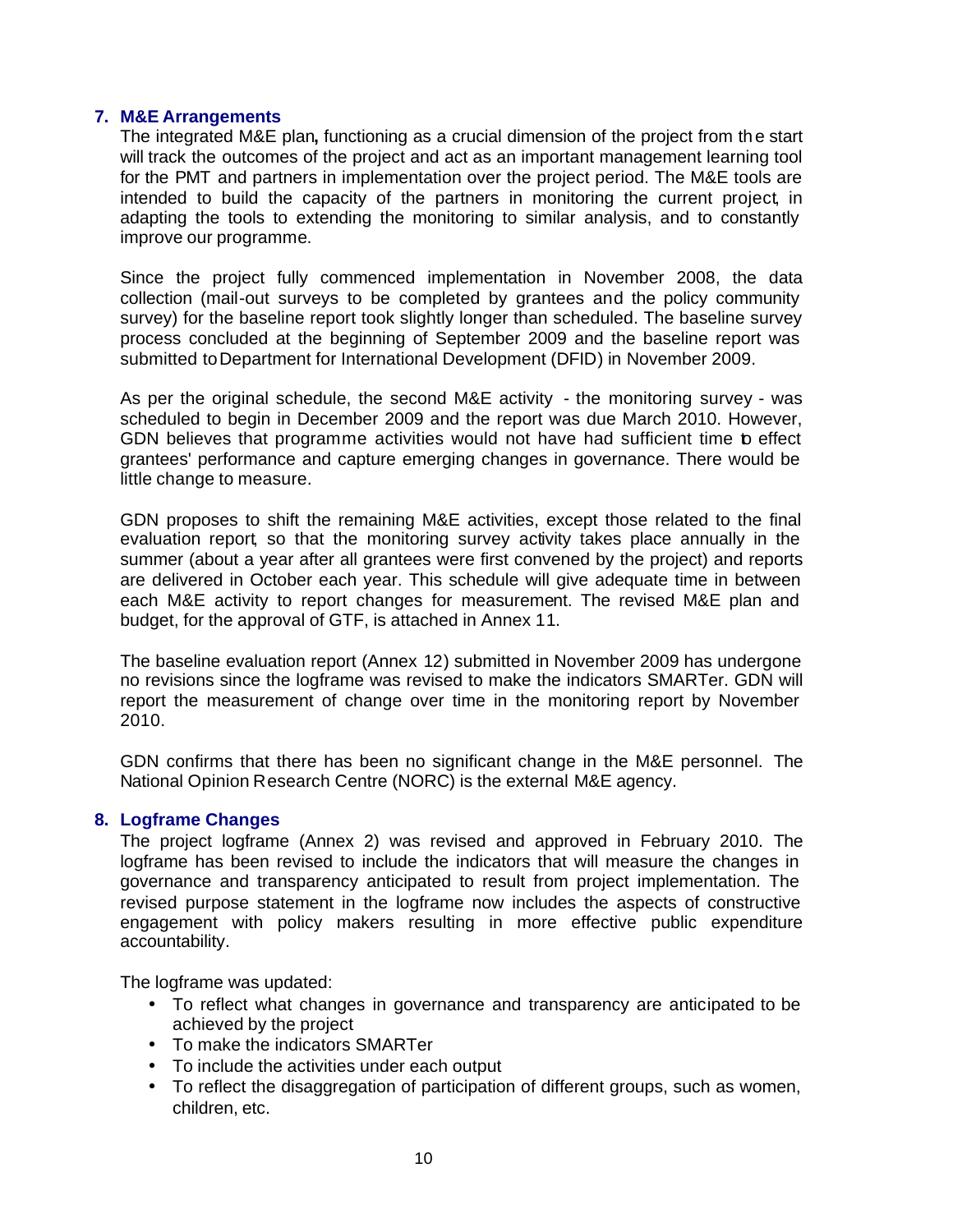## 7. M&E Arrangements

The integrated M&E plan**,** functioning as a crucial dimension of the project from the start will track the outcomes of the project and act as an important management learning tool for the PMT and partners in implementation over the project period. The M&E tools are intended to build the capacity of the partners in monitoring the current project, in adapting the tools to extending the monitoring to similar analysis, and to constantly improve our programme.

Since the project fully commenced implementation in November 2008, the data collection (mail-out surveys to be completed by grantees and the policy community survey) for the baseline report took slightly longer than scheduled. The baseline survey process concluded at the beginning of September 2009 and the baseline report was submitted to Department for International Development (DFID) in November 2009.

As per the original schedule, the second M&E activity - the monitoring survey - was scheduled to begin in December 2009 and the report was due March 2010. However, GDN believes that programme activities would not have had sufficient time to effect grantees' performance and capture emerging changes in governance. There would be little change to measure.

GDN proposes to shift the remaining M&E activities, except those related to the final evaluation report, so that the monitoring survey activity takes place annually in the summer (about a year after all grantees were first convened by the project) and reports are delivered in October each year. This schedule will give adequate time in between each M&E activity to report changes for measurement. The revised M&E plan and budget, for the approval of GTF, is attached in Annex 11.

The baseline evaluation report (Annex 12) submitted in November 2009 has undergone no revisions since the logframe was revised to make the indicators SMARTer. GDN will report the measurement of change over time in the monitoring report by November 2010.

GDN confirms that there has been no significant change in the M&E personnel. The National Opinion Research Centre (NORC) is the external M&E agency.

## 8. Logframe Changes

The project logframe (Annex 2) was revised and approved in February 2010. The logframe has been revised to include the indicators that will measure the changes in governance and transparency anticipated to result from project implementation. The revised purpose statement in the logframe now includes the aspects of constructive engagement with policy makers resulting in more effective public expenditure accountability.

The logframe was updated:

- To reflect what changes in governance and transparency are anticipated to be achieved by the project
- To make the indicators SMARTer
- To include the activities under each output
- To reflect the disaggregation of participation of different groups, such as women, children, etc.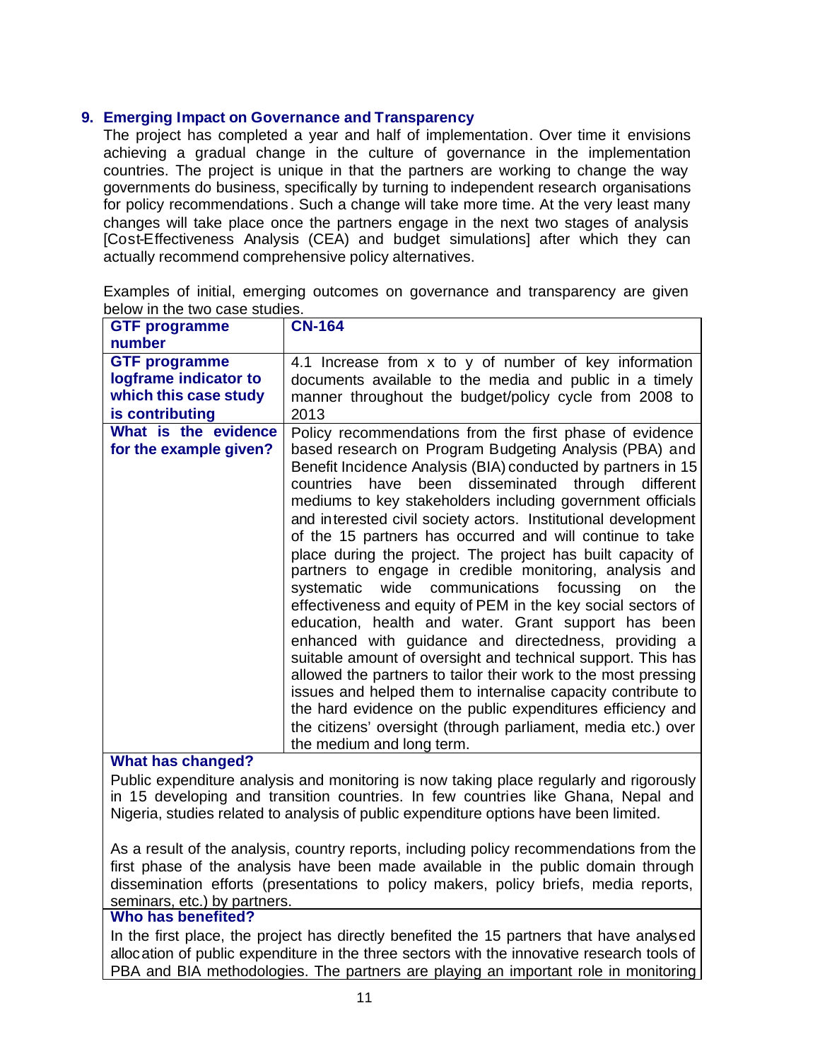## 9. Emerging Impact on Governance and Transparency

The project has completed a year and half of implementation. Over time it envisions achieving a gradual change in the culture of governance in the implementation countries. The project is unique in that the partners are working to change the way governments do business, specifically by turning to independent research organisations for policy recommendations. Such a change will take more time. At the very least many changes will take place once the partners engage in the next two stages of analysis [Cost-Effectiveness Analysis (CEA) and budget simulations] after which they can actually recommend comprehensive policy alternatives.

Examples of initial, emerging outcomes on governance and transparency are given below in the two case studies.

| **GTF programme number** | **CN-164** |
|---|---|
| **GTF programme logframe indicator to which this case study is contributing** | 4.1 Increase from x to y of number of key information documents available to the media and public in a timely manner throughout the budget/policy cycle from 2008 to 2013 |
| **What is the evidence for the example given?** | Policy recommendations from the first phase of evidence based research on Program Budgeting Analysis (PBA) and Benefit Incidence Analysis (BIA) conducted by partners in 15 countries have been disseminated through different mediums to key stakeholders including government officials and interested civil society actors. Institutional development of the 15 partners has occurred and will continue to take place during the project. The project has built capacity of partners to engage in credible monitoring, analysis and systematic wide communications focussing on the effectiveness and equity of PEM in the key social sectors of education, health and water. Grant support has been enhanced with guidance and directedness, providing a suitable amount of oversight and technical support. This has allowed the partners to tailor their work to the most pressing issues and helped them to internalise capacity contribute to the hard evidence on the public expenditures efficiency and the citizens' oversight (through parliament, media etc.) over the medium and long term. |
| **What has changed?**<br><br>Public expenditure analysis and monitoring is now taking place regularly and rigorously in 15 developing and transition countries. In few countries like Ghana, Nepal and Nigeria, studies related to analysis of public expenditure options have been limited.<br><br>As a result of the analysis, country reports, including policy recommendations from the first phase of the analysis have been made available in the public domain through dissemination efforts (presentations to policy makers, policy briefs, media reports, seminars, etc.) by partners. | |
| **Who has benefited?**<br><br>In the first place, the project has directly benefited the 15 partners that have analysed allocation of public expenditure in the three sectors with the innovative research tools of PBA and BIA methodologies. The partners are playing an important role in monitoring | |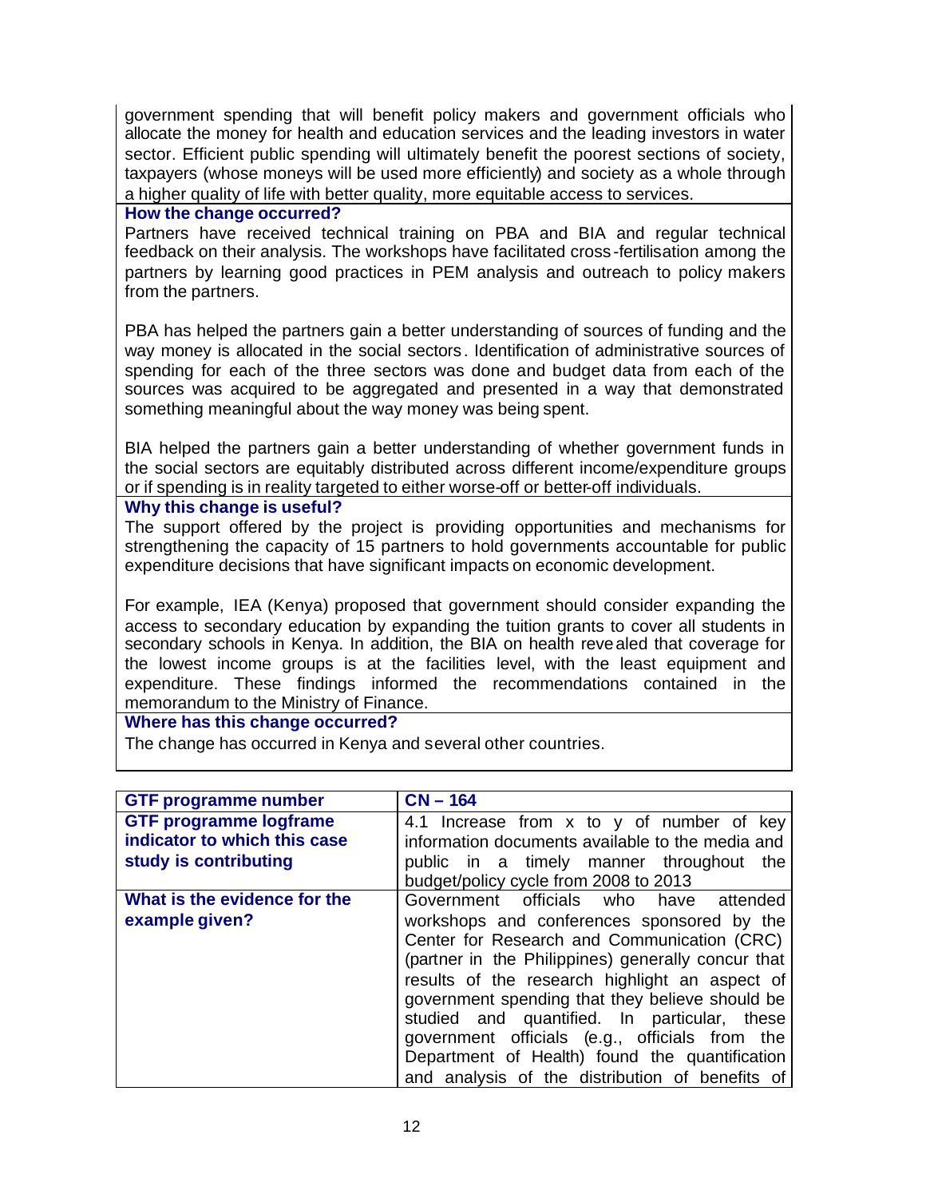government spending that will benefit policy makers and government officials who allocate the money for health and education services and the leading investors in water sector. Efficient public spending will ultimately benefit the poorest sections of society, taxpayers (whose moneys will be used more efficiently) and society as a whole through a higher quality of life with better quality, more equitable access to services.

**How the change occurred?**

Partners have received technical training on PBA and BIA and regular technical feedback on their analysis. The workshops have facilitated cross-fertilisation among the partners by learning good practices in PEM analysis and outreach to policy makers from the partners.

PBA has helped the partners gain a better understanding of sources of funding and the way money is allocated in the social sectors. Identification of administrative sources of spending for each of the three sectors was done and budget data from each of the sources was acquired to be aggregated and presented in a way that demonstrated something meaningful about the way money was being spent.

BIA helped the partners gain a better understanding of whether government funds in the social sectors are equitably distributed across different income/expenditure groups or if spending is in reality targeted to either worse-off or better-off individuals.

**Why this change is useful?**

The support offered by the project is providing opportunities and mechanisms for strengthening the capacity of 15 partners to hold governments accountable for public expenditure decisions that have significant impacts on economic development.

For example, IEA (Kenya) proposed that government should consider expanding the access to secondary education by expanding the tuition grants to cover all students in secondary schools in Kenya. In addition, the BIA on health revealed that coverage for the lowest income groups is at the facilities level, with the least equipment and expenditure. These findings informed the recommendations contained in the memorandum to the Ministry of Finance.

**Where has this change occurred?**

The change has occurred in Kenya and several other countries.

| **GTF programme number** | **CN – 164** |
|---|---|
| **GTF programme logframe indicator to which this case study is contributing** | 4.1 Increase from x to y of number of key information documents available to the media and public in a timely manner throughout the budget/policy cycle from 2008 to 2013 |
| **What is the evidence for the example given?** | Government officials who have attended workshops and conferences sponsored by the Center for Research and Communication (CRC) (partner in the Philippines) generally concur that results of the research highlight an aspect of government spending that they believe should be studied and quantified. In particular, these government officials (e.g., officials from the Department of Health) found the quantification and analysis of the distribution of benefits of |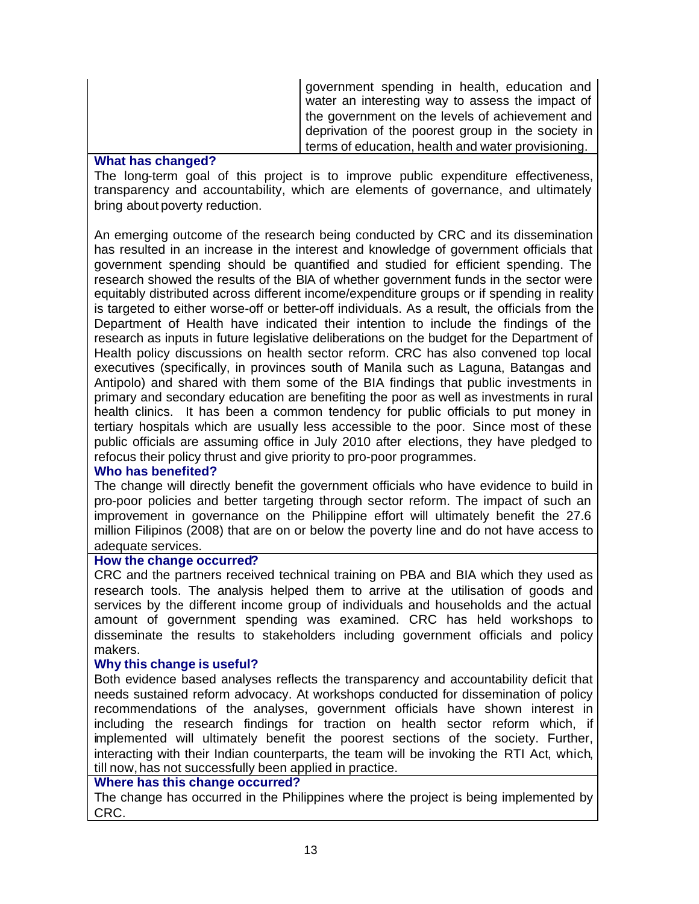| | government spending in health, education and water an interesting way to assess the impact of the government on the levels of achievement and deprivation of the poorest group in the society in terms of education, health and water provisioning. |
|---|---|

**What has changed?**

The long-term goal of this project is to improve public expenditure effectiveness, transparency and accountability, which are elements of governance, and ultimately bring about poverty reduction.

An emerging outcome of the research being conducted by CRC and its dissemination has resulted in an increase in the interest and knowledge of government officials that government spending should be quantified and studied for efficient spending. The research showed the results of the BIA of whether government funds in the sector were equitably distributed across different income/expenditure groups or if spending in reality is targeted to either worse-off or better-off individuals. As a result, the officials from the Department of Health have indicated their intention to include the findings of the research as inputs in future legislative deliberations on the budget for the Department of Health policy discussions on health sector reform. CRC has also convened top local executives (specifically, in provinces south of Manila such as Laguna, Batangas and Antipolo) and shared with them some of the BIA findings that public investments in primary and secondary education are benefiting the poor as well as investments in rural health clinics. It has been a common tendency for public officials to put money in tertiary hospitals which are usually less accessible to the poor. Since most of these public officials are assuming office in July 2010 after elections, they have pledged to refocus their policy thrust and give priority to pro-poor programmes.

**Who has benefited?**

The change will directly benefit the government officials who have evidence to build in pro-poor policies and better targeting through sector reform. The impact of such an improvement in governance on the Philippine effort will ultimately benefit the 27.6 million Filipinos (2008) that are on or below the poverty line and do not have access to adequate services.

**How the change occurred?**

CRC and the partners received technical training on PBA and BIA which they used as research tools. The analysis helped them to arrive at the utilisation of goods and services by the different income group of individuals and households and the actual amount of government spending was examined. CRC has held workshops to disseminate the results to stakeholders including government officials and policy makers.

**Why this change is useful?**

Both evidence based analyses reflects the transparency and accountability deficit that needs sustained reform advocacy. At workshops conducted for dissemination of policy recommendations of the analyses, government officials have shown interest in including the research findings for traction on health sector reform which, if implemented will ultimately benefit the poorest sections of the society. Further, interacting with their Indian counterparts, the team will be invoking the RTI Act, which, till now, has not successfully been applied in practice.

**Where has this change occurred?**

The change has occurred in the Philippines where the project is being implemented by CRC.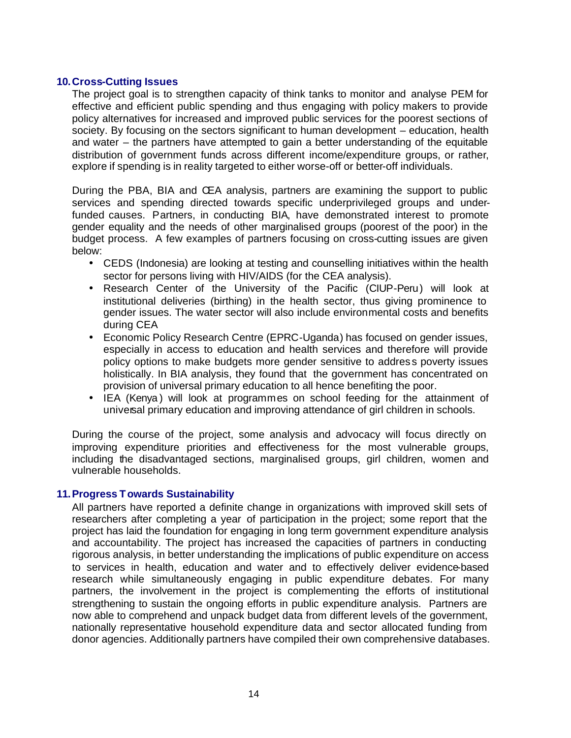## 10. Cross-Cutting Issues

The project goal is to strengthen capacity of think tanks to monitor and analyse PEM for effective and efficient public spending and thus engaging with policy makers to provide policy alternatives for increased and improved public services for the poorest sections of society. By focusing on the sectors significant to human development – education, health and water – the partners have attempted to gain a better understanding of the equitable distribution of government funds across different income/expenditure groups, or rather, explore if spending is in reality targeted to either worse-off or better-off individuals.

During the PBA, BIA and CEA analysis, partners are examining the support to public services and spending directed towards specific underprivileged groups and under-funded causes. Partners, in conducting BIA, have demonstrated interest to promote gender equality and the needs of other marginalised groups (poorest of the poor) in the budget process. A few examples of partners focusing on cross-cutting issues are given below:

- CEDS (Indonesia) are looking at testing and counselling initiatives within the health sector for persons living with HIV/AIDS (for the CEA analysis).
- Research Center of the University of the Pacific (CIUP-Peru) will look at institutional deliveries (birthing) in the health sector, thus giving prominence to gender issues. The water sector will also include environmental costs and benefits during CEA
- Economic Policy Research Centre (EPRC-Uganda) has focused on gender issues, especially in access to education and health services and therefore will provide policy options to make budgets more gender sensitive to address poverty issues holistically. In BIA analysis, they found that the government has concentrated on provision of universal primary education to all hence benefiting the poor.
- IEA (Kenya) will look at programmes on school feeding for the attainment of universal primary education and improving attendance of girl children in schools.

During the course of the project, some analysis and advocacy will focus directly on improving expenditure priorities and effectiveness for the most vulnerable groups, including the disadvantaged sections, marginalised groups, girl children, women and vulnerable households.

## 11. Progress Towards Sustainability

All partners have reported a definite change in organizations with improved skill sets of researchers after completing a year of participation in the project; some report that the project has laid the foundation for engaging in long term government expenditure analysis and accountability. The project has increased the capacities of partners in conducting rigorous analysis, in better understanding the implications of public expenditure on access to services in health, education and water and to effectively deliver evidence-based research while simultaneously engaging in public expenditure debates. For many partners, the involvement in the project is complementing the efforts of institutional strengthening to sustain the ongoing efforts in public expenditure analysis. Partners are now able to comprehend and unpack budget data from different levels of the government, nationally representative household expenditure data and sector allocated funding from donor agencies. Additionally partners have compiled their own comprehensive databases.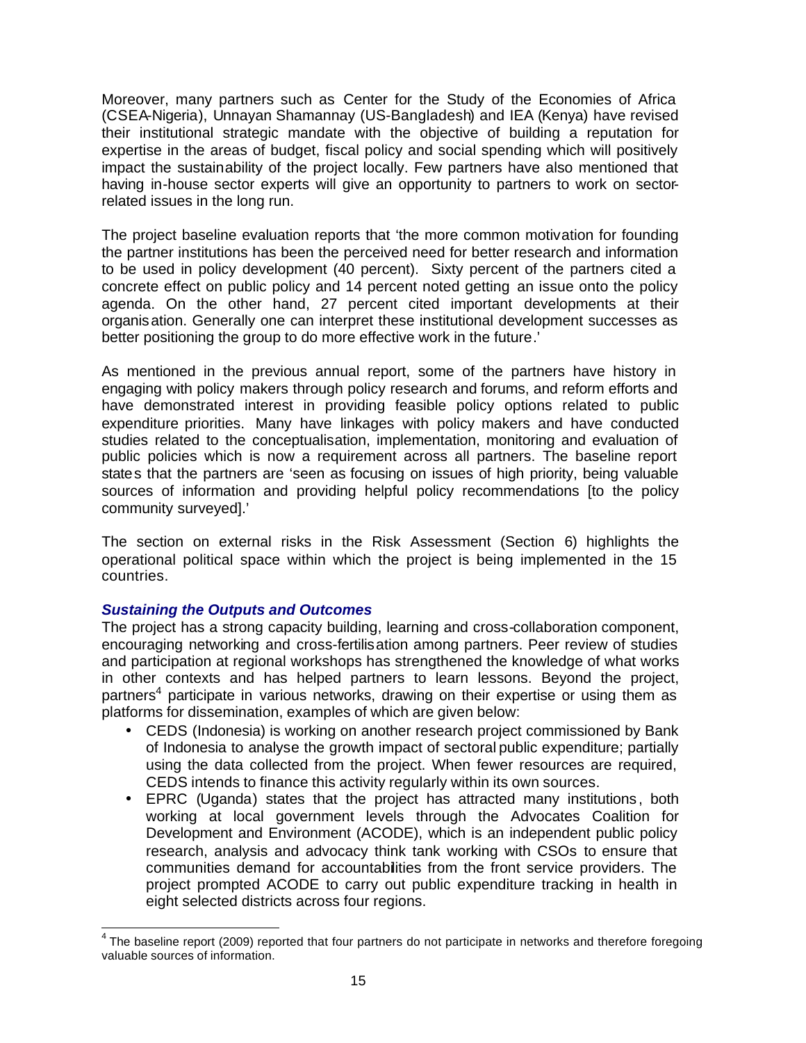Moreover, many partners such as Center for the Study of the Economies of Africa (CSEA-Nigeria), Unnayan Shamannay (US-Bangladesh) and IEA (Kenya) have revised their institutional strategic mandate with the objective of building a reputation for expertise in the areas of budget, fiscal policy and social spending which will positively impact the sustainability of the project locally. Few partners have also mentioned that having in-house sector experts will give an opportunity to partners to work on sector-related issues in the long run.

The project baseline evaluation reports that 'the more common motivation for founding the partner institutions has been the perceived need for better research and information to be used in policy development (40 percent). Sixty percent of the partners cited a concrete effect on public policy and 14 percent noted getting an issue onto the policy agenda. On the other hand, 27 percent cited important developments at their organisation. Generally one can interpret these institutional development successes as better positioning the group to do more effective work in the future.'

As mentioned in the previous annual report, some of the partners have history in engaging with policy makers through policy research and forums, and reform efforts and have demonstrated interest in providing feasible policy options related to public expenditure priorities. Many have linkages with policy makers and have conducted studies related to the conceptualisation, implementation, monitoring and evaluation of public policies which is now a requirement across all partners. The baseline report states that the partners are 'seen as focusing on issues of high priority, being valuable sources of information and providing helpful policy recommendations [to the policy community surveyed].'

The section on external risks in the Risk Assessment (Section 6) highlights the operational political space within which the project is being implemented in the 15 countries.

***Sustaining the Outputs and Outcomes***

The project has a strong capacity building, learning and cross-collaboration component, encouraging networking and cross-fertilisation among partners. Peer review of studies and participation at regional workshops has strengthened the knowledge of what works in other contexts and has helped partners to learn lessons. Beyond the project, partners[4] participate in various networks, drawing on their expertise or using them as platforms for dissemination, examples of which are given below:

- CEDS (Indonesia) is working on another research project commissioned by Bank of Indonesia to analyse the growth impact of sectoral public expenditure; partially using the data collected from the project. When fewer resources are required, CEDS intends to finance this activity regularly within its own sources.
- EPRC (Uganda) states that the project has attracted many institutions, both working at local government levels through the Advocates Coalition for Development and Environment (ACODE), which is an independent public policy research, analysis and advocacy think tank working with CSOs to ensure that communities demand for accountabilities from the front service providers. The project prompted ACODE to carry out public expenditure tracking in health in eight selected districts across four regions.

[4] The baseline report (2009) reported that four partners do not participate in networks and therefore foregoing valuable sources of information.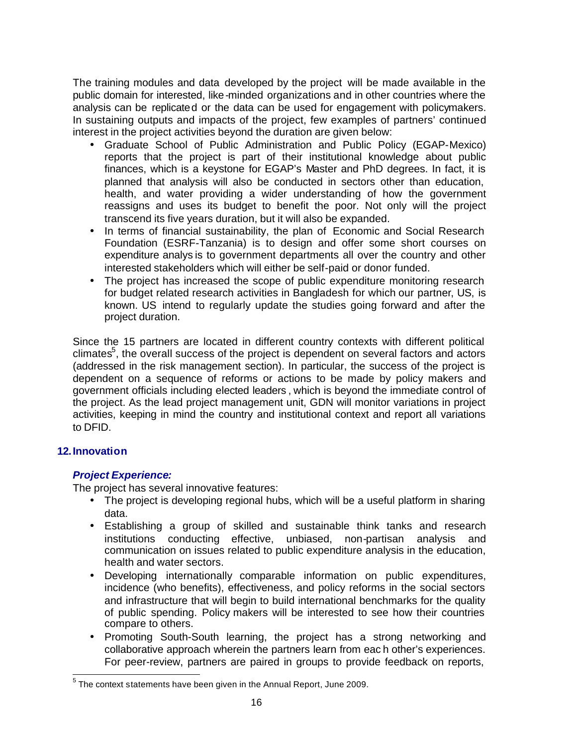The training modules and data developed by the project will be made available in the public domain for interested, like-minded organizations and in other countries where the analysis can be replicated or the data can be used for engagement with policymakers. In sustaining outputs and impacts of the project, few examples of partners' continued interest in the project activities beyond the duration are given below:

- Graduate School of Public Administration and Public Policy (EGAP-Mexico) reports that the project is part of their institutional knowledge about public finances, which is a keystone for EGAP's Master and PhD degrees. In fact, it is planned that analysis will also be conducted in sectors other than education, health, and water providing a wider understanding of how the government reassigns and uses its budget to benefit the poor. Not only will the project transcend its five years duration, but it will also be expanded.
- In terms of financial sustainability, the plan of Economic and Social Research Foundation (ESRF-Tanzania) is to design and offer some short courses on expenditure analys is to government departments all over the country and other interested stakeholders which will either be self-paid or donor funded.
- The project has increased the scope of public expenditure monitoring research for budget related research activities in Bangladesh for which our partner, US, is known. US intend to regularly update the studies going forward and after the project duration.

Since the 15 partners are located in different country contexts with different political climates[5], the overall success of the project is dependent on several factors and actors (addressed in the risk management section). In particular, the success of the project is dependent on a sequence of reforms or actions to be made by policy makers and government officials including elected leaders, which is beyond the immediate control of the project. As the lead project management unit, GDN will monitor variations in project activities, keeping in mind the country and institutional context and report all variations to DFID.

## 12. Innovation

### *Project Experience:*

The project has several innovative features:

- The project is developing regional hubs, which will be a useful platform in sharing data.
- Establishing a group of skilled and sustainable think tanks and research institutions conducting effective, unbiased, non-partisan analysis and communication on issues related to public expenditure analysis in the education, health and water sectors.
- Developing internationally comparable information on public expenditures, incidence (who benefits), effectiveness, and policy reforms in the social sectors and infrastructure that will begin to build international benchmarks for the quality of public spending. Policy makers will be interested to see how their countries compare to others.
- Promoting South-South learning, the project has a strong networking and collaborative approach wherein the partners learn from each other's experiences. For peer-review, partners are paired in groups to provide feedback on reports,

---

[5] The context statements have been given in the Annual Report, June 2009.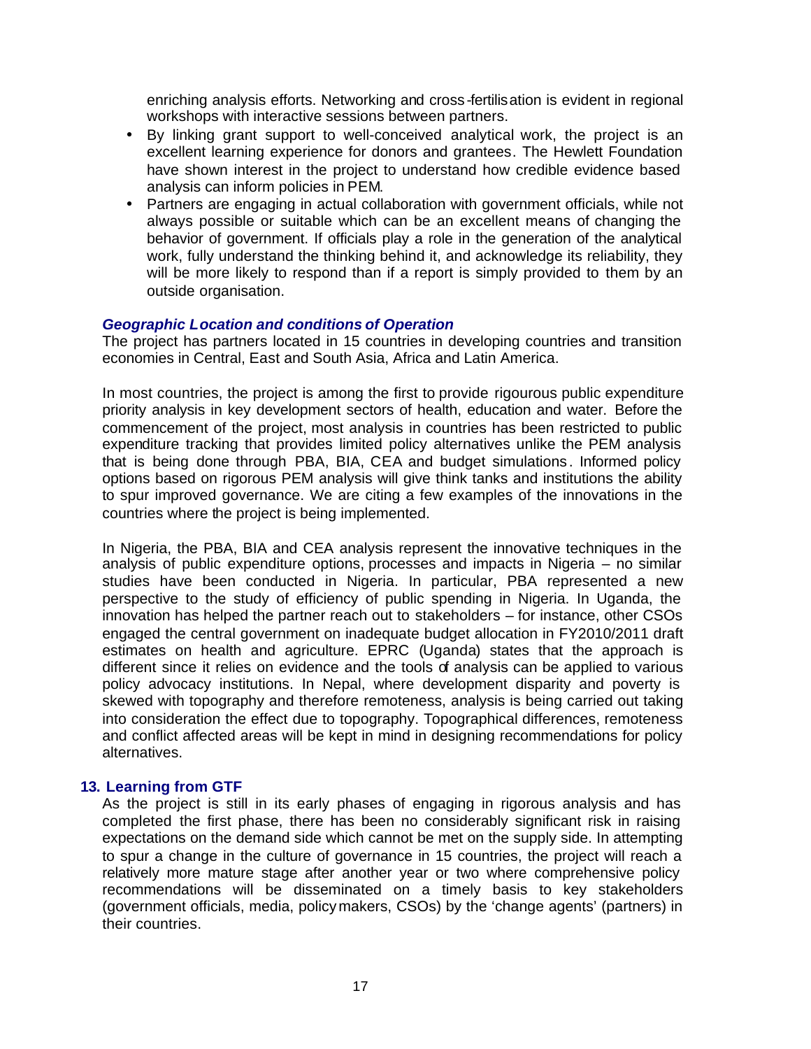enriching analysis efforts. Networking and cross-fertilisation is evident in regional workshops with interactive sessions between partners.

- By linking grant support to well-conceived analytical work, the project is an excellent learning experience for donors and grantees. The Hewlett Foundation have shown interest in the project to understand how credible evidence based analysis can inform policies in PEM.
- Partners are engaging in actual collaboration with government officials, while not always possible or suitable which can be an excellent means of changing the behavior of government. If officials play a role in the generation of the analytical work, fully understand the thinking behind it, and acknowledge its reliability, they will be more likely to respond than if a report is simply provided to them by an outside organisation.

***Geographic Location and conditions of Operation***

The project has partners located in 15 countries in developing countries and transition economies in Central, East and South Asia, Africa and Latin America.

In most countries, the project is among the first to provide rigourous public expenditure priority analysis in key development sectors of health, education and water. Before the commencement of the project, most analysis in countries has been restricted to public expenditure tracking that provides limited policy alternatives unlike the PEM analysis that is being done through PBA, BIA, CEA and budget simulations. Informed policy options based on rigorous PEM analysis will give think tanks and institutions the ability to spur improved governance. We are citing a few examples of the innovations in the countries where the project is being implemented.

In Nigeria, the PBA, BIA and CEA analysis represent the innovative techniques in the analysis of public expenditure options, processes and impacts in Nigeria – no similar studies have been conducted in Nigeria. In particular, PBA represented a new perspective to the study of efficiency of public spending in Nigeria. In Uganda, the innovation has helped the partner reach out to stakeholders – for instance, other CSOs engaged the central government on inadequate budget allocation in FY2010/2011 draft estimates on health and agriculture. EPRC (Uganda) states that the approach is different since it relies on evidence and the tools of analysis can be applied to various policy advocacy institutions. In Nepal, where development disparity and poverty is skewed with topography and therefore remoteness, analysis is being carried out taking into consideration the effect due to topography. Topographical differences, remoteness and conflict affected areas will be kept in mind in designing recommendations for policy alternatives.

## 13. Learning from GTF

As the project is still in its early phases of engaging in rigorous analysis and has completed the first phase, there has been no considerably significant risk in raising expectations on the demand side which cannot be met on the supply side. In attempting to spur a change in the culture of governance in 15 countries, the project will reach a relatively more mature stage after another year or two where comprehensive policy recommendations will be disseminated on a timely basis to key stakeholders (government officials, media, policymakers, CSOs) by the 'change agents' (partners) in their countries.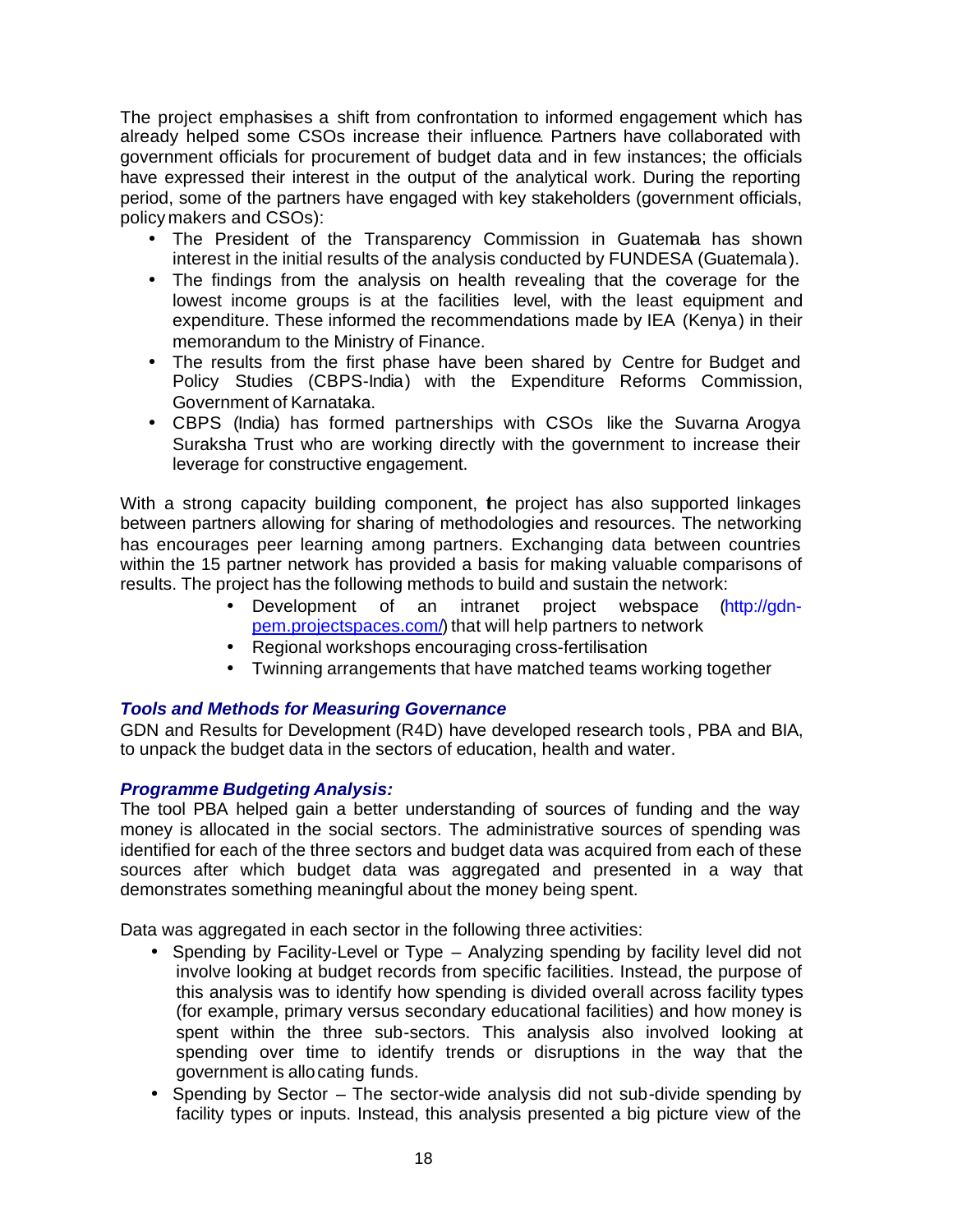The project emphasises a shift from confrontation to informed engagement which has already helped some CSOs increase their influence. Partners have collaborated with government officials for procurement of budget data and in few instances; the officials have expressed their interest in the output of the analytical work. During the reporting period, some of the partners have engaged with key stakeholders (government officials, policy makers and CSOs):

- The President of the Transparency Commission in Guatemala has shown interest in the initial results of the analysis conducted by FUNDESA (Guatemala).
- The findings from the analysis on health revealing that the coverage for the lowest income groups is at the facilities level, with the least equipment and expenditure. These informed the recommendations made by IEA (Kenya) in their memorandum to the Ministry of Finance.
- The results from the first phase have been shared by Centre for Budget and Policy Studies (CBPS-India) with the Expenditure Reforms Commission, Government of Karnataka.
- CBPS (India) has formed partnerships with CSOs like the Suvarna Arogya Suraksha Trust who are working directly with the government to increase their leverage for constructive engagement.

With a strong capacity building component, the project has also supported linkages between partners allowing for sharing of methodologies and resources. The networking has encourages peer learning among partners. Exchanging data between countries within the 15 partner network has provided a basis for making valuable comparisons of results. The project has the following methods to build and sustain the network:

- Development of an intranet project webspace (http://gdn-pem.projectspaces.com/) that will help partners to network
- Regional workshops encouraging cross-fertilisation
- Twinning arrangements that have matched teams working together

### *Tools and Methods for Measuring Governance*

GDN and Results for Development (R4D) have developed research tools, PBA and BIA, to unpack the budget data in the sectors of education, health and water.

### *Programme Budgeting Analysis:*

The tool PBA helped gain a better understanding of sources of funding and the way money is allocated in the social sectors. The administrative sources of spending was identified for each of the three sectors and budget data was acquired from each of these sources after which budget data was aggregated and presented in a way that demonstrates something meaningful about the money being spent.

Data was aggregated in each sector in the following three activities:

- Spending by Facility-Level or Type – Analyzing spending by facility level did not involve looking at budget records from specific facilities. Instead, the purpose of this analysis was to identify how spending is divided overall across facility types (for example, primary versus secondary educational facilities) and how money is spent within the three sub-sectors. This analysis also involved looking at spending over time to identify trends or disruptions in the way that the government is allocating funds.
- Spending by Sector – The sector-wide analysis did not sub-divide spending by facility types or inputs. Instead, this analysis presented a big picture view of the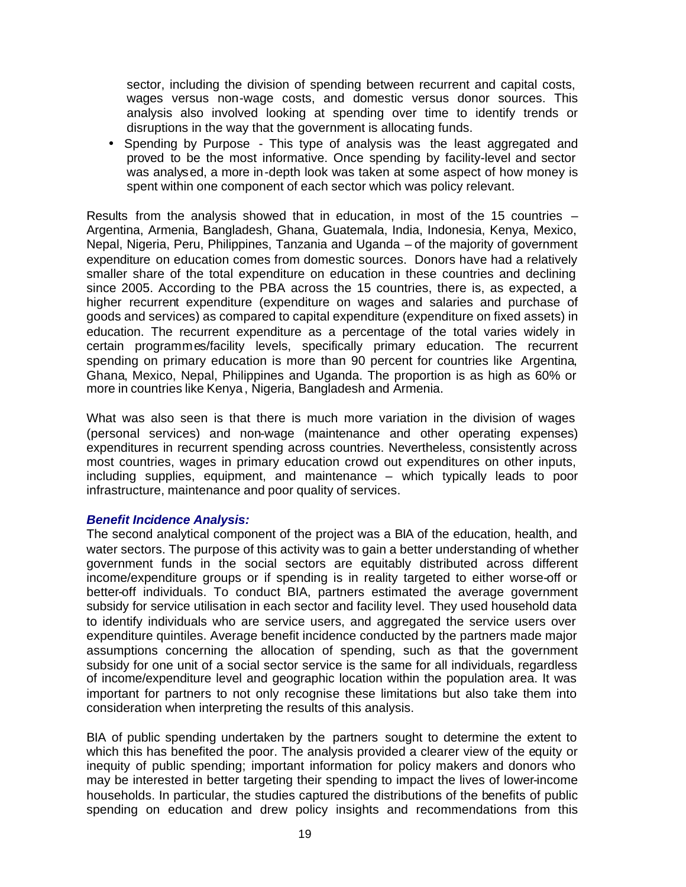sector, including the division of spending between recurrent and capital costs, wages versus non-wage costs, and domestic versus donor sources. This analysis also involved looking at spending over time to identify trends or disruptions in the way that the government is allocating funds.

- Spending by Purpose - This type of analysis was the least aggregated and proved to be the most informative. Once spending by facility-level and sector was analysed, a more in-depth look was taken at some aspect of how money is spent within one component of each sector which was policy relevant.

Results from the analysis showed that in education, in most of the 15 countries – Argentina, Armenia, Bangladesh, Ghana, Guatemala, India, Indonesia, Kenya, Mexico, Nepal, Nigeria, Peru, Philippines, Tanzania and Uganda – of the majority of government expenditure on education comes from domestic sources. Donors have had a relatively smaller share of the total expenditure on education in these countries and declining since 2005. According to the PBA across the 15 countries, there is, as expected, a higher recurrent expenditure (expenditure on wages and salaries and purchase of goods and services) as compared to capital expenditure (expenditure on fixed assets) in education. The recurrent expenditure as a percentage of the total varies widely in certain programmes/facility levels, specifically primary education. The recurrent spending on primary education is more than 90 percent for countries like Argentina, Ghana, Mexico, Nepal, Philippines and Uganda. The proportion is as high as 60% or more in countries like Kenya, Nigeria, Bangladesh and Armenia.

What was also seen is that there is much more variation in the division of wages (personal services) and non-wage (maintenance and other operating expenses) expenditures in recurrent spending across countries. Nevertheless, consistently across most countries, wages in primary education crowd out expenditures on other inputs, including supplies, equipment, and maintenance – which typically leads to poor infrastructure, maintenance and poor quality of services.

***Benefit Incidence Analysis:***

The second analytical component of the project was a BIA of the education, health, and water sectors. The purpose of this activity was to gain a better understanding of whether government funds in the social sectors are equitably distributed across different income/expenditure groups or if spending is in reality targeted to either worse-off or better-off individuals. To conduct BIA, partners estimated the average government subsidy for service utilisation in each sector and facility level. They used household data to identify individuals who are service users, and aggregated the service users over expenditure quintiles. Average benefit incidence conducted by the partners made major assumptions concerning the allocation of spending, such as that the government subsidy for one unit of a social sector service is the same for all individuals, regardless of income/expenditure level and geographic location within the population area. It was important for partners to not only recognise these limitations but also take them into consideration when interpreting the results of this analysis.

BIA of public spending undertaken by the partners sought to determine the extent to which this has benefited the poor. The analysis provided a clearer view of the equity or inequity of public spending; important information for policy makers and donors who may be interested in better targeting their spending to impact the lives of lower-income households. In particular, the studies captured the distributions of the benefits of public spending on education and drew policy insights and recommendations from this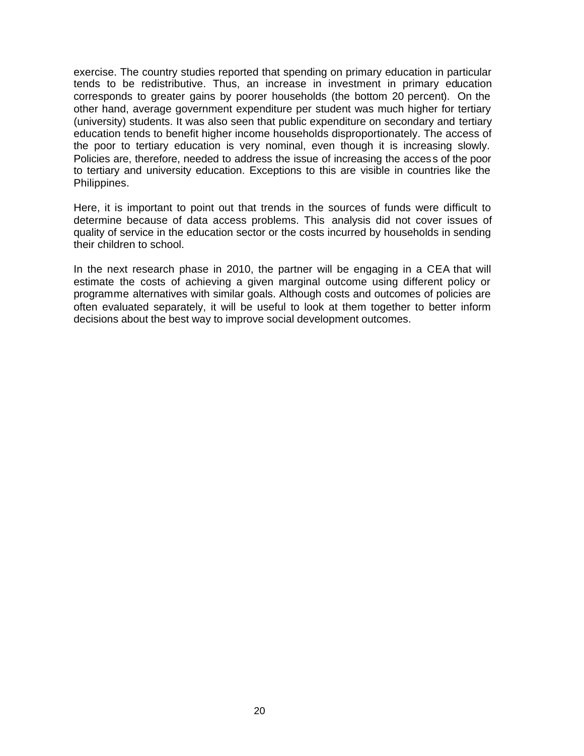exercise. The country studies reported that spending on primary education in particular tends to be redistributive. Thus, an increase in investment in primary education corresponds to greater gains by poorer households (the bottom 20 percent). On the other hand, average government expenditure per student was much higher for tertiary (university) students. It was also seen that public expenditure on secondary and tertiary education tends to benefit higher income households disproportionately. The access of the poor to tertiary education is very nominal, even though it is increasing slowly. Policies are, therefore, needed to address the issue of increasing the access of the poor to tertiary and university education. Exceptions to this are visible in countries like the Philippines.

Here, it is important to point out that trends in the sources of funds were difficult to determine because of data access problems. This analysis did not cover issues of quality of service in the education sector or the costs incurred by households in sending their children to school.

In the next research phase in 2010, the partner will be engaging in a CEA that will estimate the costs of achieving a given marginal outcome using different policy or programme alternatives with similar goals. Although costs and outcomes of policies are often evaluated separately, it will be useful to look at them together to better inform decisions about the best way to improve social development outcomes.